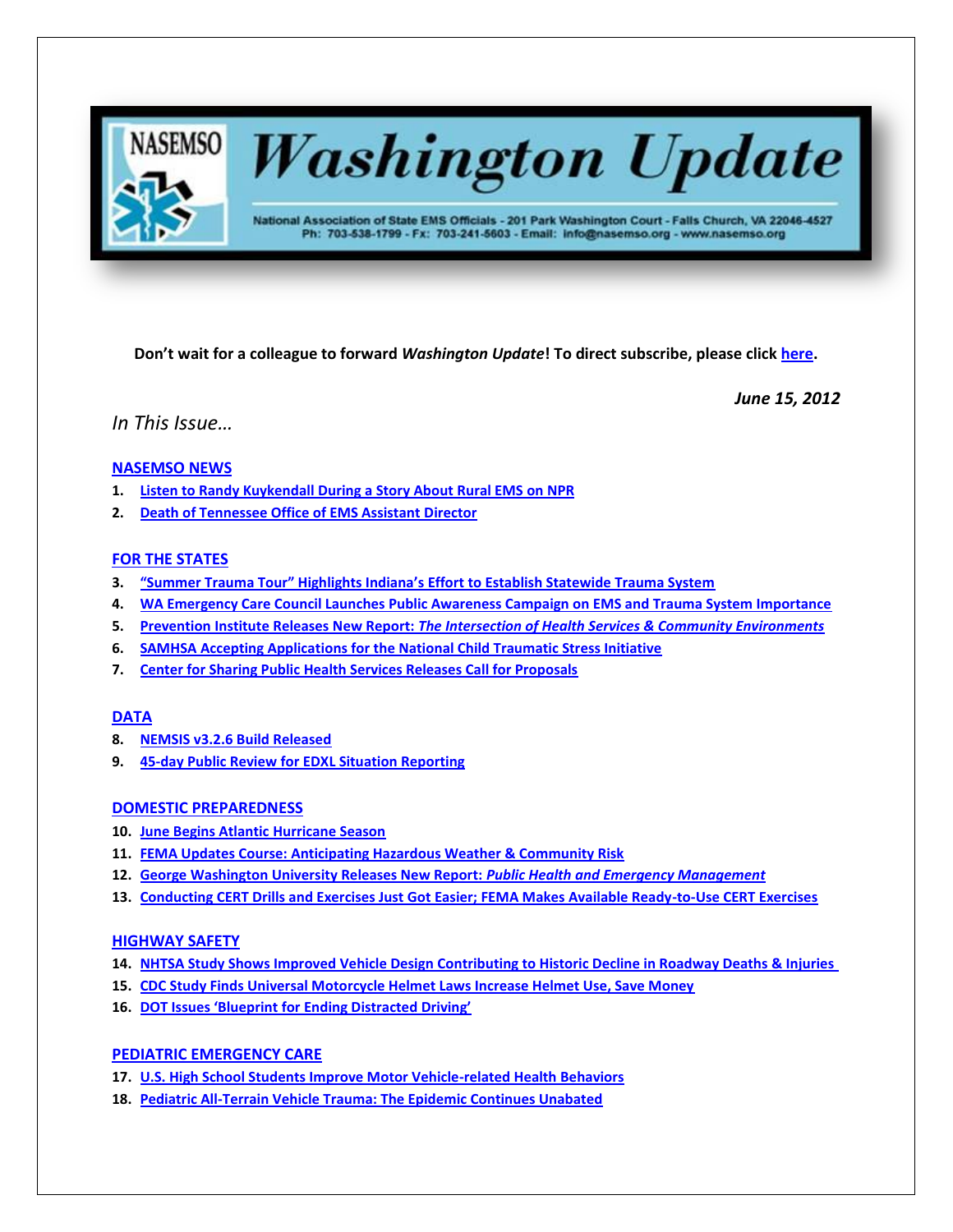# NASEMSO Washington Update

National Association of State EMS Officials - 201 Park Washington Court - Falls Church, VA 22046-4527
Ph: 703-538-1799 - Fx: 703-241-5603 - Email: info@nasemso.org - www.nasemso.org

**Don't wait for a colleague to forward *Washington Update*! To direct subscribe, please click here.**

***June 15, 2012***

*In This Issue…*

## NASEMSO NEWS

1. Listen to Randy Kuykendall During a Story About Rural EMS on NPR
2. Death of Tennessee Office of EMS Assistant Director

## FOR THE STATES

3. "Summer Trauma Tour" Highlights Indiana's Effort to Establish Statewide Trauma System
4. WA Emergency Care Council Launches Public Awareness Campaign on EMS and Trauma System Importance
5. Prevention Institute Releases New Report: *The Intersection of Health Services & Community Environments*
6. SAMHSA Accepting Applications for the National Child Traumatic Stress Initiative
7. Center for Sharing Public Health Services Releases Call for Proposals

## DATA

8. NEMSIS v3.2.6 Build Released
9. 45-day Public Review for EDXL Situation Reporting

## DOMESTIC PREPAREDNESS

10. June Begins Atlantic Hurricane Season
11. FEMA Updates Course: Anticipating Hazardous Weather & Community Risk
12. George Washington University Releases New Report: *Public Health and Emergency Management*
13. Conducting CERT Drills and Exercises Just Got Easier; FEMA Makes Available Ready-to-Use CERT Exercises

## HIGHWAY SAFETY

14. NHTSA Study Shows Improved Vehicle Design Contributing to Historic Decline in Roadway Deaths & Injuries
15. CDC Study Finds Universal Motorcycle Helmet Laws Increase Helmet Use, Save Money
16. DOT Issues 'Blueprint for Ending Distracted Driving'

## PEDIATRIC EMERGENCY CARE

17. U.S. High School Students Improve Motor Vehicle-related Health Behaviors
18. Pediatric All-Terrain Vehicle Trauma: The Epidemic Continues Unabated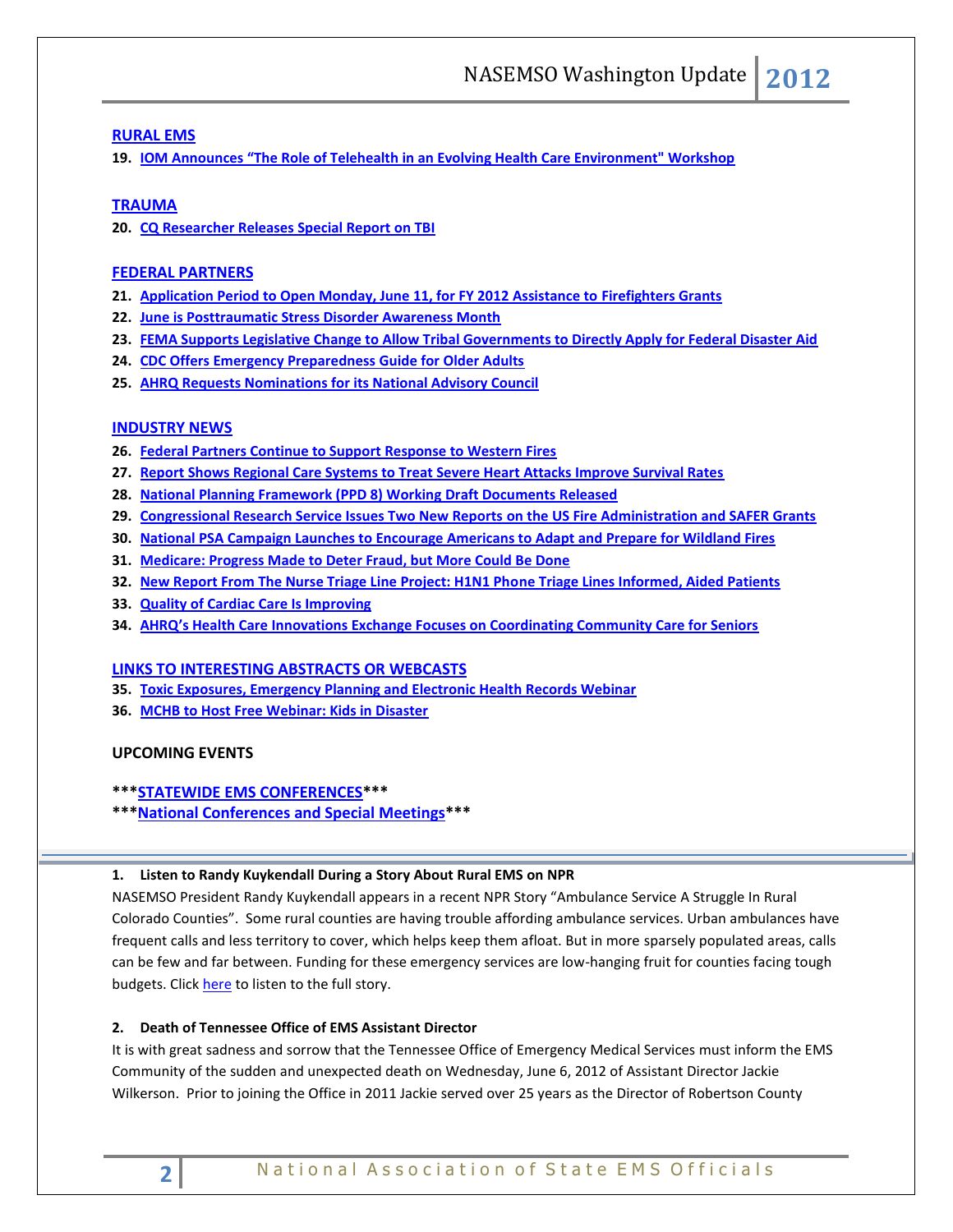**RURAL EMS**

19. **IOM Announces "The Role of Telehealth in an Evolving Health Care Environment" Workshop**

**TRAUMA**

20. **CQ Researcher Releases Special Report on TBI**

**FEDERAL PARTNERS**

21. **Application Period to Open Monday, June 11, for FY 2012 Assistance to Firefighters Grants**
22. **June is Posttraumatic Stress Disorder Awareness Month**
23. **FEMA Supports Legislative Change to Allow Tribal Governments to Directly Apply for Federal Disaster Aid**
24. **CDC Offers Emergency Preparedness Guide for Older Adults**
25. **AHRQ Requests Nominations for its National Advisory Council**

**INDUSTRY NEWS**

26. **Federal Partners Continue to Support Response to Western Fires**
27. **Report Shows Regional Care Systems to Treat Severe Heart Attacks Improve Survival Rates**
28. **National Planning Framework (PPD 8) Working Draft Documents Released**
29. **Congressional Research Service Issues Two New Reports on the US Fire Administration and SAFER Grants**
30. **National PSA Campaign Launches to Encourage Americans to Adapt and Prepare for Wildland Fires**
31. **Medicare: Progress Made to Deter Fraud, but More Could Be Done**
32. **New Report From The Nurse Triage Line Project: H1N1 Phone Triage Lines Informed, Aided Patients**
33. **Quality of Cardiac Care Is Improving**
34. **AHRQ's Health Care Innovations Exchange Focuses on Coordinating Community Care for Seniors**

**LINKS TO INTERESTING ABSTRACTS OR WEBCASTS**

35. **Toxic Exposures, Emergency Planning and Electronic Health Records Webinar**
36. **MCHB to Host Free Webinar: Kids in Disaster**

**UPCOMING EVENTS**

**\*\*\*STATEWIDE EMS CONFERENCES\*\*\***

**\*\*\*National Conferences and Special Meetings\*\*\***

---

### 1. Listen to Randy Kuykendall During a Story About Rural EMS on NPR

NASEMSO President Randy Kuykendall appears in a recent NPR Story "Ambulance Service A Struggle In Rural Colorado Counties". Some rural counties are having trouble affording ambulance services. Urban ambulances have frequent calls and less territory to cover, which helps keep them afloat. But in more sparsely populated areas, calls can be few and far between. Funding for these emergency services are low-hanging fruit for counties facing tough budgets. Click here to listen to the full story.

### 2. Death of Tennessee Office of EMS Assistant Director

It is with great sadness and sorrow that the Tennessee Office of Emergency Medical Services must inform the EMS Community of the sudden and unexpected death on Wednesday, June 6, 2012 of Assistant Director Jackie Wilkerson. Prior to joining the Office in 2011 Jackie served over 25 years as the Director of Robertson County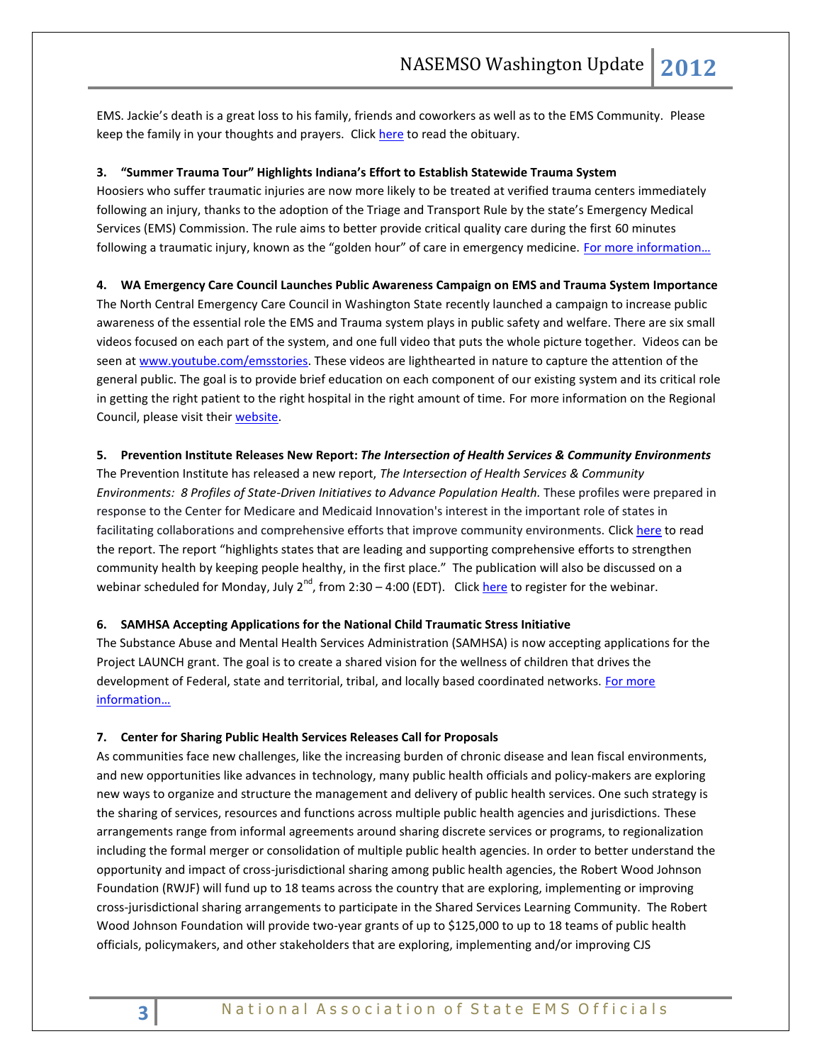EMS. Jackie's death is a great loss to his family, friends and coworkers as well as to the EMS Community. Please keep the family in your thoughts and prayers. Click here to read the obituary.

**3. "Summer Trauma Tour" Highlights Indiana's Effort to Establish Statewide Trauma System**

Hoosiers who suffer traumatic injuries are now more likely to be treated at verified trauma centers immediately following an injury, thanks to the adoption of the Triage and Transport Rule by the state's Emergency Medical Services (EMS) Commission. The rule aims to better provide critical quality care during the first 60 minutes following a traumatic injury, known as the "golden hour" of care in emergency medicine. For more information…

**4. WA Emergency Care Council Launches Public Awareness Campaign on EMS and Trauma System Importance**

The North Central Emergency Care Council in Washington State recently launched a campaign to increase public awareness of the essential role the EMS and Trauma system plays in public safety and welfare. There are six small videos focused on each part of the system, and one full video that puts the whole picture together. Videos can be seen at www.youtube.com/emsstories. These videos are lighthearted in nature to capture the attention of the general public. The goal is to provide brief education on each component of our existing system and its critical role in getting the right patient to the right hospital in the right amount of time. For more information on the Regional Council, please visit their website.

**5. Prevention Institute Releases New Report: *The Intersection of Health Services & Community Environments***

The Prevention Institute has released a new report, *The Intersection of Health Services & Community Environments: 8 Profiles of State-Driven Initiatives to Advance Population Health.* These profiles were prepared in response to the Center for Medicare and Medicaid Innovation's interest in the important role of states in facilitating collaborations and comprehensive efforts that improve community environments. Click here to read the report. The report "highlights states that are leading and supporting comprehensive efforts to strengthen community health by keeping people healthy, in the first place." The publication will also be discussed on a webinar scheduled for Monday, July 2nd, from 2:30 – 4:00 (EDT). Click here to register for the webinar.

**6. SAMHSA Accepting Applications for the National Child Traumatic Stress Initiative**

The Substance Abuse and Mental Health Services Administration (SAMHSA) is now accepting applications for the Project LAUNCH grant. The goal is to create a shared vision for the wellness of children that drives the development of Federal, state and territorial, tribal, and locally based coordinated networks. For more information…

**7. Center for Sharing Public Health Services Releases Call for Proposals**

As communities face new challenges, like the increasing burden of chronic disease and lean fiscal environments, and new opportunities like advances in technology, many public health officials and policy-makers are exploring new ways to organize and structure the management and delivery of public health services. One such strategy is the sharing of services, resources and functions across multiple public health agencies and jurisdictions. These arrangements range from informal agreements around sharing discrete services or programs, to regionalization including the formal merger or consolidation of multiple public health agencies. In order to better understand the opportunity and impact of cross-jurisdictional sharing among public health agencies, the Robert Wood Johnson Foundation (RWJF) will fund up to 18 teams across the country that are exploring, implementing or improving cross-jurisdictional sharing arrangements to participate in the Shared Services Learning Community. The Robert Wood Johnson Foundation will provide two-year grants of up to $125,000 to up to 18 teams of public health officials, policymakers, and other stakeholders that are exploring, implementing and/or improving CJS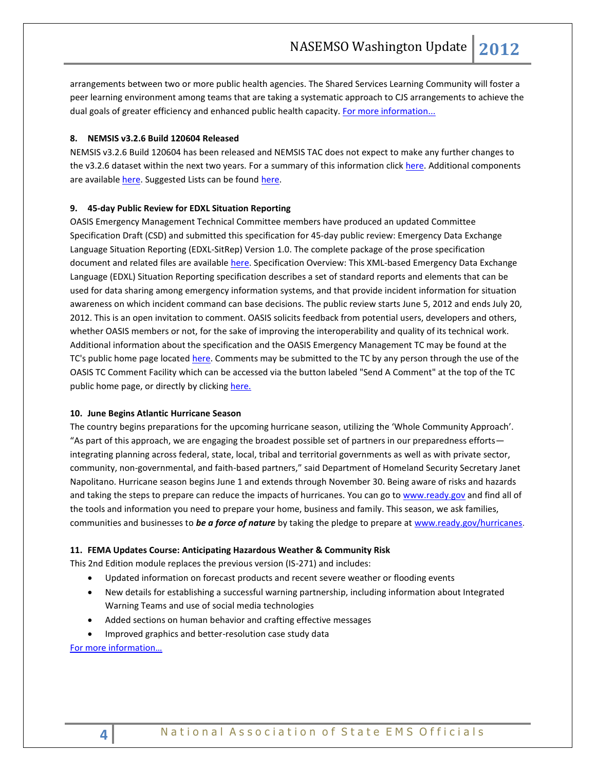arrangements between two or more public health agencies. The Shared Services Learning Community will foster a peer learning environment among teams that are taking a systematic approach to CJS arrangements to achieve the dual goals of greater efficiency and enhanced public health capacity. For more information...

### 8. NEMSIS v3.2.6 Build 120604 Released

NEMSIS v3.2.6 Build 120604 has been released and NEMSIS TAC does not expect to make any further changes to the v3.2.6 dataset within the next two years. For a summary of this information click here. Additional components are available here. Suggested Lists can be found here.

### 9. 45-day Public Review for EDXL Situation Reporting

OASIS Emergency Management Technical Committee members have produced an updated Committee Specification Draft (CSD) and submitted this specification for 45-day public review: Emergency Data Exchange Language Situation Reporting (EDXL-SitRep) Version 1.0. The complete package of the prose specification document and related files are available here. Specification Overview: This XML-based Emergency Data Exchange Language (EDXL) Situation Reporting specification describes a set of standard reports and elements that can be used for data sharing among emergency information systems, and that provide incident information for situation awareness on which incident command can base decisions. The public review starts June 5, 2012 and ends July 20, 2012. This is an open invitation to comment. OASIS solicits feedback from potential users, developers and others, whether OASIS members or not, for the sake of improving the interoperability and quality of its technical work. Additional information about the specification and the OASIS Emergency Management TC may be found at the TC's public home page located here. Comments may be submitted to the TC by any person through the use of the OASIS TC Comment Facility which can be accessed via the button labeled "Send A Comment" at the top of the TC public home page, or directly by clicking here.

### 10. June Begins Atlantic Hurricane Season

The country begins preparations for the upcoming hurricane season, utilizing the 'Whole Community Approach'. "As part of this approach, we are engaging the broadest possible set of partners in our preparedness efforts—integrating planning across federal, state, local, tribal and territorial governments as well as with private sector, community, non-governmental, and faith-based partners," said Department of Homeland Security Secretary Janet Napolitano. Hurricane season begins June 1 and extends through November 30. Being aware of risks and hazards and taking the steps to prepare can reduce the impacts of hurricanes. You can go to www.ready.gov and find all of the tools and information you need to prepare your home, business and family. This season, we ask families, communities and businesses to ***be a force of nature*** by taking the pledge to prepare at www.ready.gov/hurricanes.

### 11. FEMA Updates Course: Anticipating Hazardous Weather & Community Risk

This 2nd Edition module replaces the previous version (IS-271) and includes:

- Updated information on forecast products and recent severe weather or flooding events
- New details for establishing a successful warning partnership, including information about Integrated Warning Teams and use of social media technologies
- Added sections on human behavior and crafting effective messages
- Improved graphics and better-resolution case study data

For more information…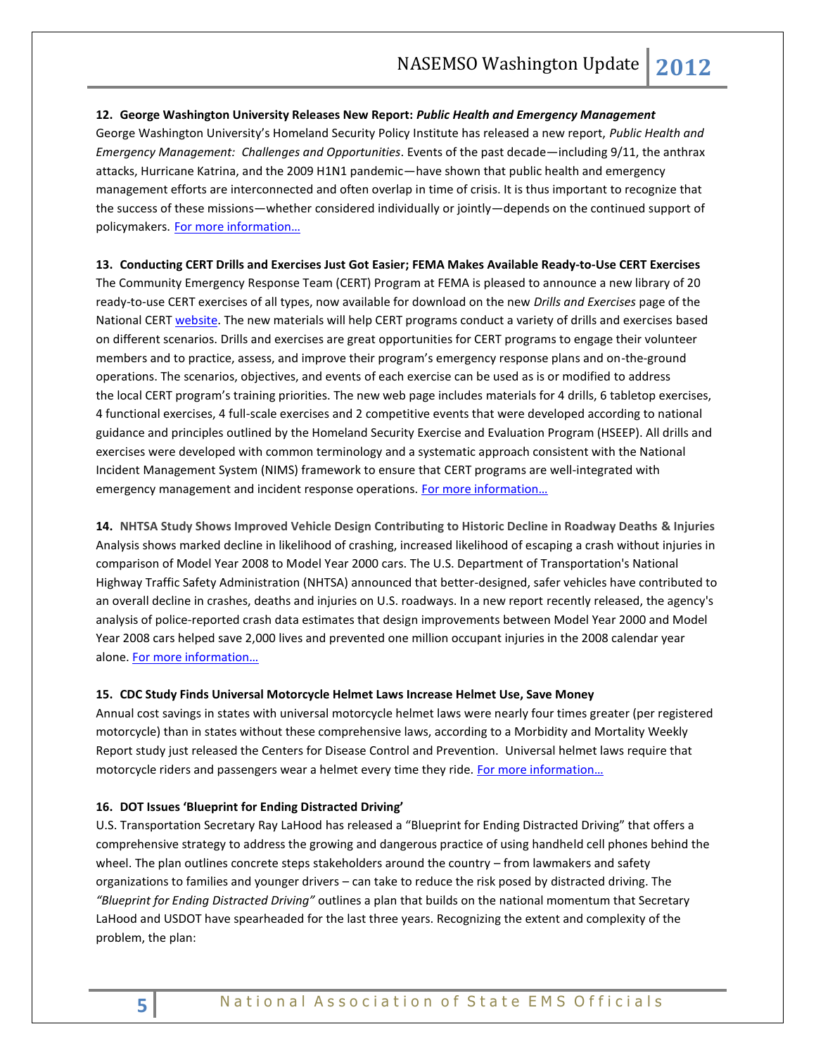**12. George Washington University Releases New Report: *Public Health and Emergency Management***

George Washington University's Homeland Security Policy Institute has released a new report, *Public Health and Emergency Management: Challenges and Opportunities*. Events of the past decade—including 9/11, the anthrax attacks, Hurricane Katrina, and the 2009 H1N1 pandemic—have shown that public health and emergency management efforts are interconnected and often overlap in time of crisis. It is thus important to recognize that the success of these missions—whether considered individually or jointly—depends on the continued support of policymakers. For more information…

**13. Conducting CERT Drills and Exercises Just Got Easier; FEMA Makes Available Ready-to-Use CERT Exercises**

The Community Emergency Response Team (CERT) Program at FEMA is pleased to announce a new library of 20 ready-to-use CERT exercises of all types, now available for download on the new *Drills and Exercises* page of the National CERT website. The new materials will help CERT programs conduct a variety of drills and exercises based on different scenarios. Drills and exercises are great opportunities for CERT programs to engage their volunteer members and to practice, assess, and improve their program's emergency response plans and on-the-ground operations. The scenarios, objectives, and events of each exercise can be used as is or modified to address the local CERT program's training priorities. The new web page includes materials for 4 drills, 6 tabletop exercises, 4 functional exercises, 4 full-scale exercises and 2 competitive events that were developed according to national guidance and principles outlined by the Homeland Security Exercise and Evaluation Program (HSEEP). All drills and exercises were developed with common terminology and a systematic approach consistent with the National Incident Management System (NIMS) framework to ensure that CERT programs are well-integrated with emergency management and incident response operations. For more information…

**14. NHTSA Study Shows Improved Vehicle Design Contributing to Historic Decline in Roadway Deaths & Injuries**

Analysis shows marked decline in likelihood of crashing, increased likelihood of escaping a crash without injuries in comparison of Model Year 2008 to Model Year 2000 cars. The U.S. Department of Transportation's National Highway Traffic Safety Administration (NHTSA) announced that better-designed, safer vehicles have contributed to an overall decline in crashes, deaths and injuries on U.S. roadways. In a new report recently released, the agency's analysis of police-reported crash data estimates that design improvements between Model Year 2000 and Model Year 2008 cars helped save 2,000 lives and prevented one million occupant injuries in the 2008 calendar year alone. For more information…

**15. CDC Study Finds Universal Motorcycle Helmet Laws Increase Helmet Use, Save Money**

Annual cost savings in states with universal motorcycle helmet laws were nearly four times greater (per registered motorcycle) than in states without these comprehensive laws, according to a Morbidity and Mortality Weekly Report study just released the Centers for Disease Control and Prevention. Universal helmet laws require that motorcycle riders and passengers wear a helmet every time they ride. For more information…

**16. DOT Issues 'Blueprint for Ending Distracted Driving'**

U.S. Transportation Secretary Ray LaHood has released a "Blueprint for Ending Distracted Driving" that offers a comprehensive strategy to address the growing and dangerous practice of using handheld cell phones behind the wheel. The plan outlines concrete steps stakeholders around the country – from lawmakers and safety organizations to families and younger drivers – can take to reduce the risk posed by distracted driving. The *"Blueprint for Ending Distracted Driving"* outlines a plan that builds on the national momentum that Secretary LaHood and USDOT have spearheaded for the last three years. Recognizing the extent and complexity of the problem, the plan: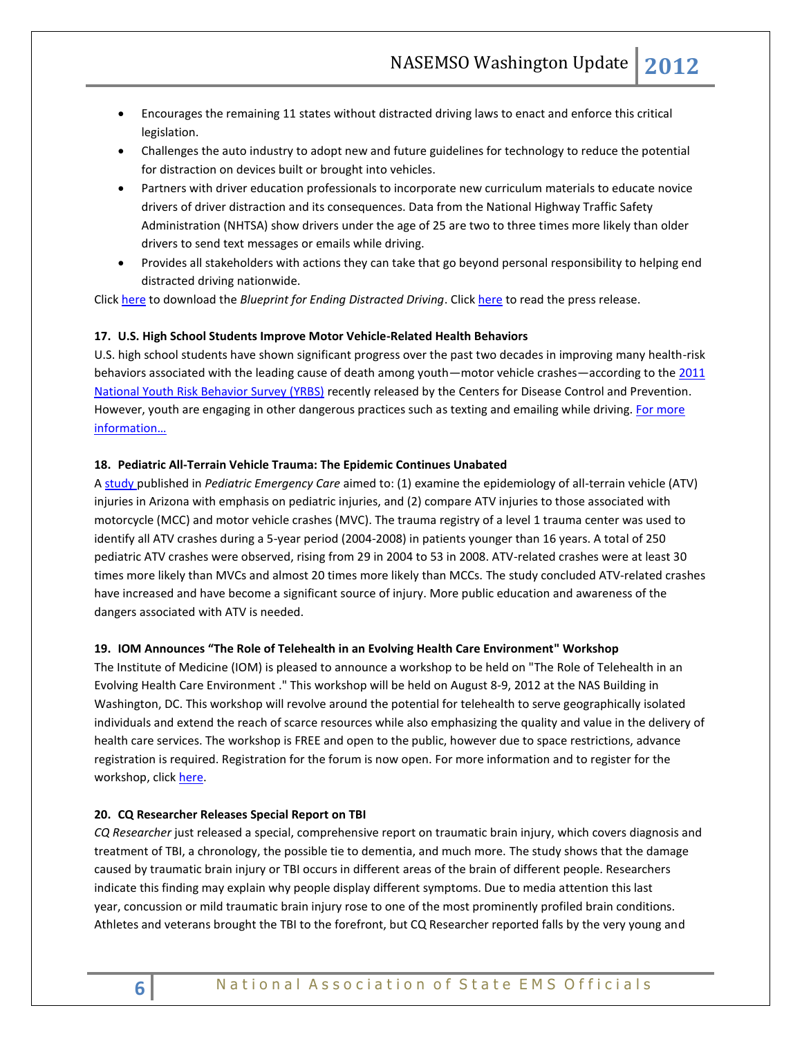- Encourages the remaining 11 states without distracted driving laws to enact and enforce this critical legislation.
- Challenges the auto industry to adopt new and future guidelines for technology to reduce the potential for distraction on devices built or brought into vehicles.
- Partners with driver education professionals to incorporate new curriculum materials to educate novice drivers of driver distraction and its consequences. Data from the National Highway Traffic Safety Administration (NHTSA) show drivers under the age of 25 are two to three times more likely than older drivers to send text messages or emails while driving.
- Provides all stakeholders with actions they can take that go beyond personal responsibility to helping end distracted driving nationwide.

Click here to download the *Blueprint for Ending Distracted Driving*. Click here to read the press release.

**17. U.S. High School Students Improve Motor Vehicle-Related Health Behaviors**

U.S. high school students have shown significant progress over the past two decades in improving many health-risk behaviors associated with the leading cause of death among youth—motor vehicle crashes—according to the 2011 National Youth Risk Behavior Survey (YRBS) recently released by the Centers for Disease Control and Prevention. However, youth are engaging in other dangerous practices such as texting and emailing while driving. For more information…

**18. Pediatric All-Terrain Vehicle Trauma: The Epidemic Continues Unabated**

A study published in *Pediatric Emergency Care* aimed to: (1) examine the epidemiology of all-terrain vehicle (ATV) injuries in Arizona with emphasis on pediatric injuries, and (2) compare ATV injuries to those associated with motorcycle (MCC) and motor vehicle crashes (MVC). The trauma registry of a level 1 trauma center was used to identify all ATV crashes during a 5-year period (2004-2008) in patients younger than 16 years. A total of 250 pediatric ATV crashes were observed, rising from 29 in 2004 to 53 in 2008. ATV-related crashes were at least 30 times more likely than MVCs and almost 20 times more likely than MCCs. The study concluded ATV-related crashes have increased and have become a significant source of injury. More public education and awareness of the dangers associated with ATV is needed.

**19. IOM Announces "The Role of Telehealth in an Evolving Health Care Environment" Workshop**

The Institute of Medicine (IOM) is pleased to announce a workshop to be held on "The Role of Telehealth in an Evolving Health Care Environment ." This workshop will be held on August 8-9, 2012 at the NAS Building in Washington, DC. This workshop will revolve around the potential for telehealth to serve geographically isolated individuals and extend the reach of scarce resources while also emphasizing the quality and value in the delivery of health care services. The workshop is FREE and open to the public, however due to space restrictions, advance registration is required. Registration for the forum is now open. For more information and to register for the workshop, click here.

**20. CQ Researcher Releases Special Report on TBI**

*CQ Researcher* just released a special, comprehensive report on traumatic brain injury, which covers diagnosis and treatment of TBI, a chronology, the possible tie to dementia, and much more. The study shows that the damage caused by traumatic brain injury or TBI occurs in different areas of the brain of different people. Researchers indicate this finding may explain why people display different symptoms. Due to media attention this last year, concussion or mild traumatic brain injury rose to one of the most prominently profiled brain conditions. Athletes and veterans brought the TBI to the forefront, but CQ Researcher reported falls by the very young and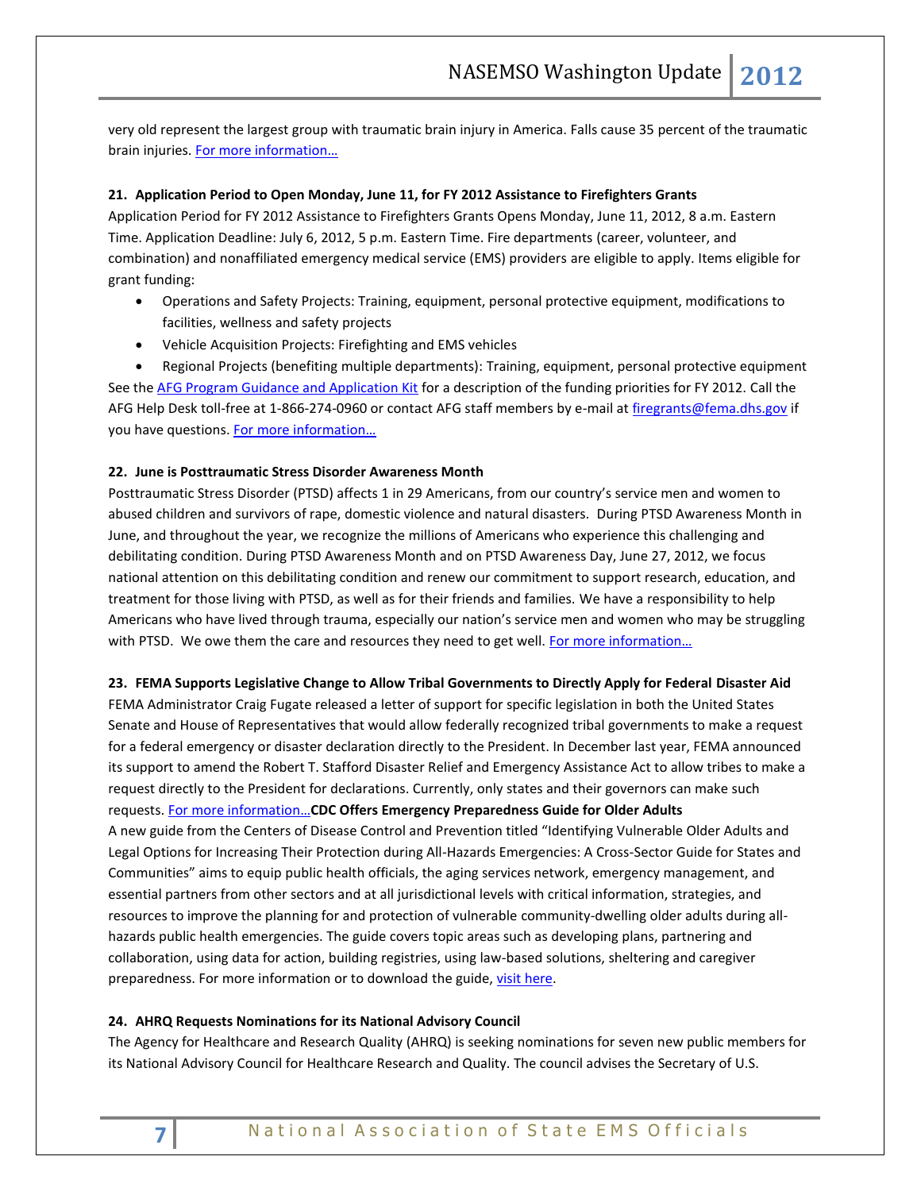very old represent the largest group with traumatic brain injury in America. Falls cause 35 percent of the traumatic brain injuries. For more information…

**21. Application Period to Open Monday, June 11, for FY 2012 Assistance to Firefighters Grants**

Application Period for FY 2012 Assistance to Firefighters Grants Opens Monday, June 11, 2012, 8 a.m. Eastern Time. Application Deadline: July 6, 2012, 5 p.m. Eastern Time. Fire departments (career, volunteer, and combination) and nonaffiliated emergency medical service (EMS) providers are eligible to apply. Items eligible for grant funding:

- Operations and Safety Projects: Training, equipment, personal protective equipment, modifications to facilities, wellness and safety projects
- Vehicle Acquisition Projects: Firefighting and EMS vehicles
- Regional Projects (benefiting multiple departments): Training, equipment, personal protective equipment

See the AFG Program Guidance and Application Kit for a description of the funding priorities for FY 2012. Call the AFG Help Desk toll-free at 1-866-274-0960 or contact AFG staff members by e-mail at firegrants@fema.dhs.gov if you have questions. For more information…

**22. June is Posttraumatic Stress Disorder Awareness Month**

Posttraumatic Stress Disorder (PTSD) affects 1 in 29 Americans, from our country's service men and women to abused children and survivors of rape, domestic violence and natural disasters. During PTSD Awareness Month in June, and throughout the year, we recognize the millions of Americans who experience this challenging and debilitating condition. During PTSD Awareness Month and on PTSD Awareness Day, June 27, 2012, we focus national attention on this debilitating condition and renew our commitment to support research, education, and treatment for those living with PTSD, as well as for their friends and families. We have a responsibility to help Americans who have lived through trauma, especially our nation's service men and women who may be struggling with PTSD. We owe them the care and resources they need to get well. For more information…

**23. FEMA Supports Legislative Change to Allow Tribal Governments to Directly Apply for Federal Disaster Aid**

FEMA Administrator Craig Fugate released a letter of support for specific legislation in both the United States Senate and House of Representatives that would allow federally recognized tribal governments to make a request for a federal emergency or disaster declaration directly to the President. In December last year, FEMA announced its support to amend the Robert T. Stafford Disaster Relief and Emergency Assistance Act to allow tribes to make a request directly to the President for declarations. Currently, only states and their governors can make such requests. For more information…**CDC Offers Emergency Preparedness Guide for Older Adults**

A new guide from the Centers of Disease Control and Prevention titled "Identifying Vulnerable Older Adults and Legal Options for Increasing Their Protection during All-Hazards Emergencies: A Cross-Sector Guide for States and Communities" aims to equip public health officials, the aging services network, emergency management, and essential partners from other sectors and at all jurisdictional levels with critical information, strategies, and resources to improve the planning for and protection of vulnerable community-dwelling older adults during all-hazards public health emergencies. The guide covers topic areas such as developing plans, partnering and collaboration, using data for action, building registries, using law-based solutions, sheltering and caregiver preparedness. For more information or to download the guide, visit here.

**24. AHRQ Requests Nominations for its National Advisory Council**

The Agency for Healthcare and Research Quality (AHRQ) is seeking nominations for seven new public members for its National Advisory Council for Healthcare Research and Quality. The council advises the Secretary of U.S.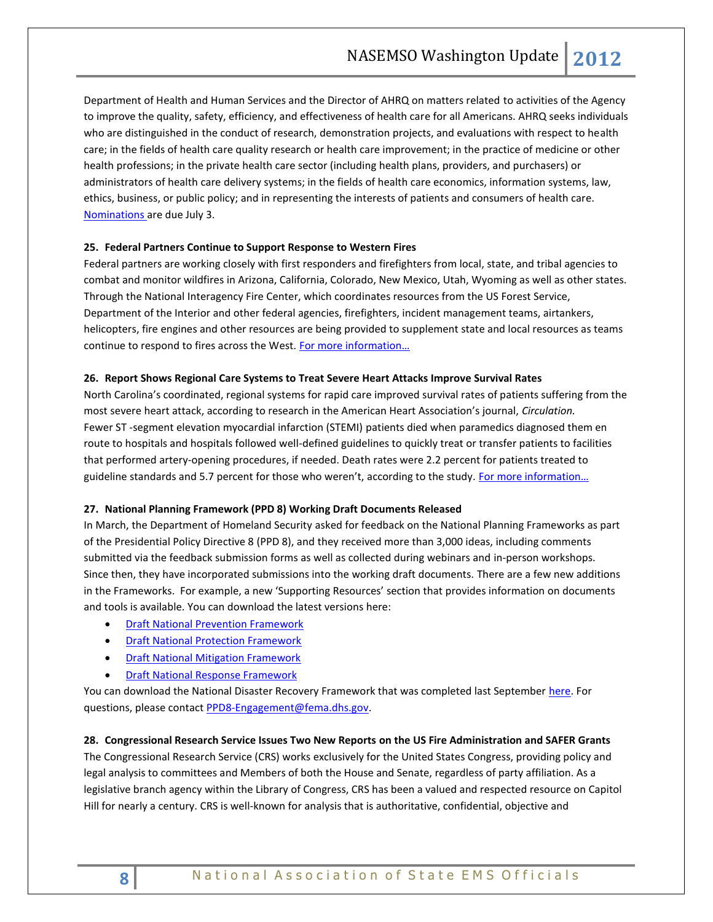Department of Health and Human Services and the Director of AHRQ on matters related to activities of the Agency to improve the quality, safety, efficiency, and effectiveness of health care for all Americans. AHRQ seeks individuals who are distinguished in the conduct of research, demonstration projects, and evaluations with respect to health care; in the fields of health care quality research or health care improvement; in the practice of medicine or other health professions; in the private health care sector (including health plans, providers, and purchasers) or administrators of health care delivery systems; in the fields of health care economics, information systems, law, ethics, business, or public policy; and in representing the interests of patients and consumers of health care. Nominations are due July 3.

**25. Federal Partners Continue to Support Response to Western Fires**

Federal partners are working closely with first responders and firefighters from local, state, and tribal agencies to combat and monitor wildfires in Arizona, California, Colorado, New Mexico, Utah, Wyoming as well as other states. Through the National Interagency Fire Center, which coordinates resources from the US Forest Service, Department of the Interior and other federal agencies, firefighters, incident management teams, airtankers, helicopters, fire engines and other resources are being provided to supplement state and local resources as teams continue to respond to fires across the West. For more information…

**26. Report Shows Regional Care Systems to Treat Severe Heart Attacks Improve Survival Rates**

North Carolina's coordinated, regional systems for rapid care improved survival rates of patients suffering from the most severe heart attack, according to research in the American Heart Association's journal, *Circulation.* Fewer ST -segment elevation myocardial infarction (STEMI) patients died when paramedics diagnosed them en route to hospitals and hospitals followed well-defined guidelines to quickly treat or transfer patients to facilities that performed artery-opening procedures, if needed. Death rates were 2.2 percent for patients treated to guideline standards and 5.7 percent for those who weren't, according to the study. For more information…

**27. National Planning Framework (PPD 8) Working Draft Documents Released**

In March, the Department of Homeland Security asked for feedback on the National Planning Frameworks as part of the Presidential Policy Directive 8 (PPD 8), and they received more than 3,000 ideas, including comments submitted via the feedback submission forms as well as collected during webinars and in-person workshops. Since then, they have incorporated submissions into the working draft documents. There are a few new additions in the Frameworks. For example, a new 'Supporting Resources' section that provides information on documents and tools is available. You can download the latest versions here:

- Draft National Prevention Framework
- Draft National Protection Framework
- Draft National Mitigation Framework
- Draft National Response Framework

You can download the National Disaster Recovery Framework that was completed last September here. For questions, please contact PPD8-Engagement@fema.dhs.gov.

**28. Congressional Research Service Issues Two New Reports on the US Fire Administration and SAFER Grants**

The Congressional Research Service (CRS) works exclusively for the United States Congress, providing policy and legal analysis to committees and Members of both the House and Senate, regardless of party affiliation. As a legislative branch agency within the Library of Congress, CRS has been a valued and respected resource on Capitol Hill for nearly a century. CRS is well-known for analysis that is authoritative, confidential, objective and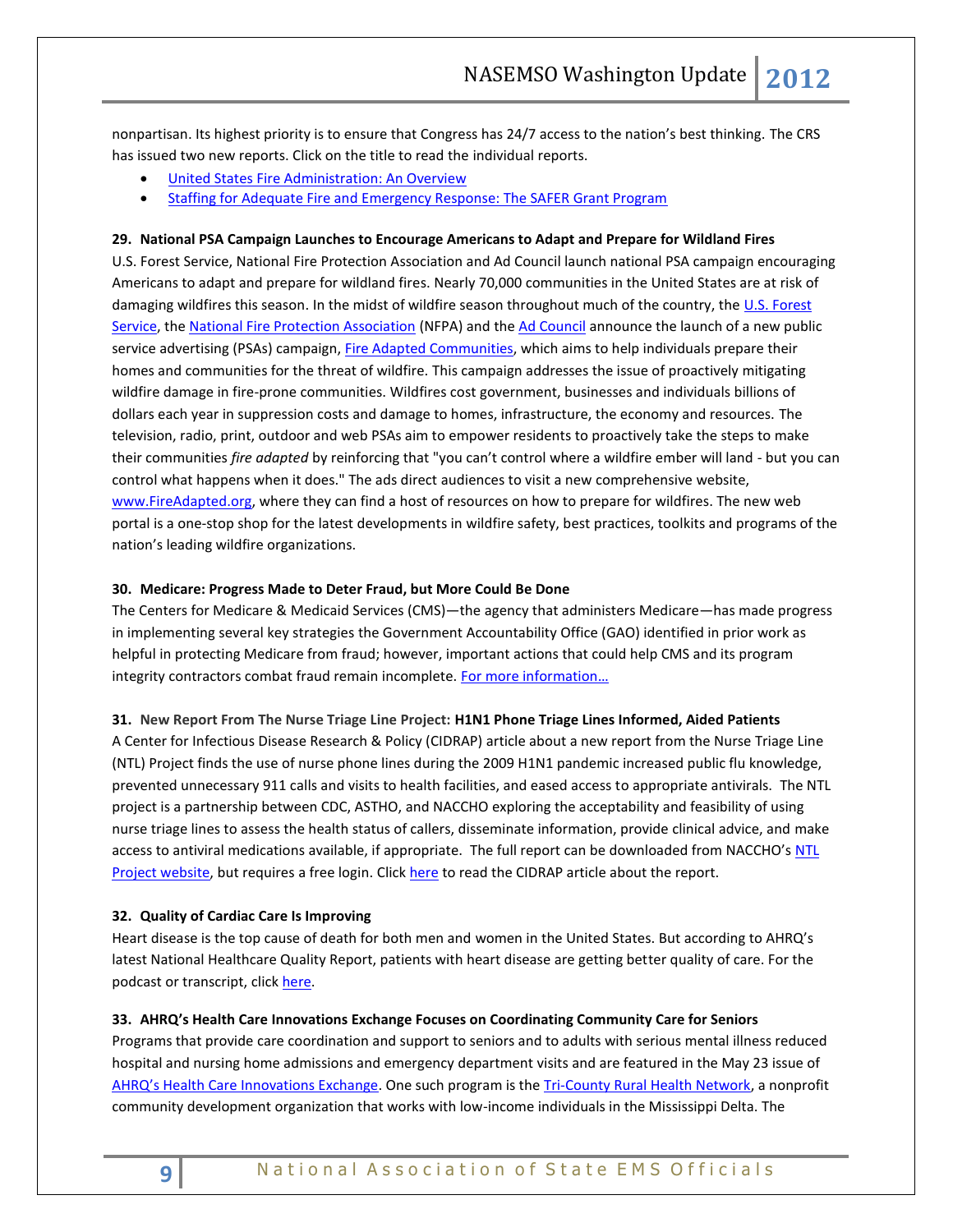nonpartisan. Its highest priority is to ensure that Congress has 24/7 access to the nation's best thinking. The CRS has issued two new reports. Click on the title to read the individual reports.

- United States Fire Administration: An Overview
- Staffing for Adequate Fire and Emergency Response: The SAFER Grant Program

**29. National PSA Campaign Launches to Encourage Americans to Adapt and Prepare for Wildland Fires**

U.S. Forest Service, National Fire Protection Association and Ad Council launch national PSA campaign encouraging Americans to adapt and prepare for wildland fires. Nearly 70,000 communities in the United States are at risk of damaging wildfires this season. In the midst of wildfire season throughout much of the country, the U.S. Forest Service, the National Fire Protection Association (NFPA) and the Ad Council announce the launch of a new public service advertising (PSAs) campaign, Fire Adapted Communities, which aims to help individuals prepare their homes and communities for the threat of wildfire. This campaign addresses the issue of proactively mitigating wildfire damage in fire-prone communities. Wildfires cost government, businesses and individuals billions of dollars each year in suppression costs and damage to homes, infrastructure, the economy and resources. The television, radio, print, outdoor and web PSAs aim to empower residents to proactively take the steps to make their communities *fire adapted* by reinforcing that "you can't control where a wildfire ember will land - but you can control what happens when it does." The ads direct audiences to visit a new comprehensive website, www.FireAdapted.org, where they can find a host of resources on how to prepare for wildfires. The new web portal is a one-stop shop for the latest developments in wildfire safety, best practices, toolkits and programs of the nation's leading wildfire organizations.

**30. Medicare: Progress Made to Deter Fraud, but More Could Be Done**

The Centers for Medicare & Medicaid Services (CMS)—the agency that administers Medicare—has made progress in implementing several key strategies the Government Accountability Office (GAO) identified in prior work as helpful in protecting Medicare from fraud; however, important actions that could help CMS and its program integrity contractors combat fraud remain incomplete. For more information…

**31. New Report From The Nurse Triage Line Project: H1N1 Phone Triage Lines Informed, Aided Patients**

A Center for Infectious Disease Research & Policy (CIDRAP) article about a new report from the Nurse Triage Line (NTL) Project finds the use of nurse phone lines during the 2009 H1N1 pandemic increased public flu knowledge, prevented unnecessary 911 calls and visits to health facilities, and eased access to appropriate antivirals. The NTL project is a partnership between CDC, ASTHO, and NACCHO exploring the acceptability and feasibility of using nurse triage lines to assess the health status of callers, disseminate information, provide clinical advice, and make access to antiviral medications available, if appropriate. The full report can be downloaded from NACCHO's NTL Project website, but requires a free login. Click here to read the CIDRAP article about the report.

**32. Quality of Cardiac Care Is Improving**

Heart disease is the top cause of death for both men and women in the United States. But according to AHRQ's latest National Healthcare Quality Report, patients with heart disease are getting better quality of care. For the podcast or transcript, click here.

**33. AHRQ's Health Care Innovations Exchange Focuses on Coordinating Community Care for Seniors**

Programs that provide care coordination and support to seniors and to adults with serious mental illness reduced hospital and nursing home admissions and emergency department visits and are featured in the May 23 issue of AHRQ's Health Care Innovations Exchange. One such program is the Tri-County Rural Health Network, a nonprofit community development organization that works with low-income individuals in the Mississippi Delta. The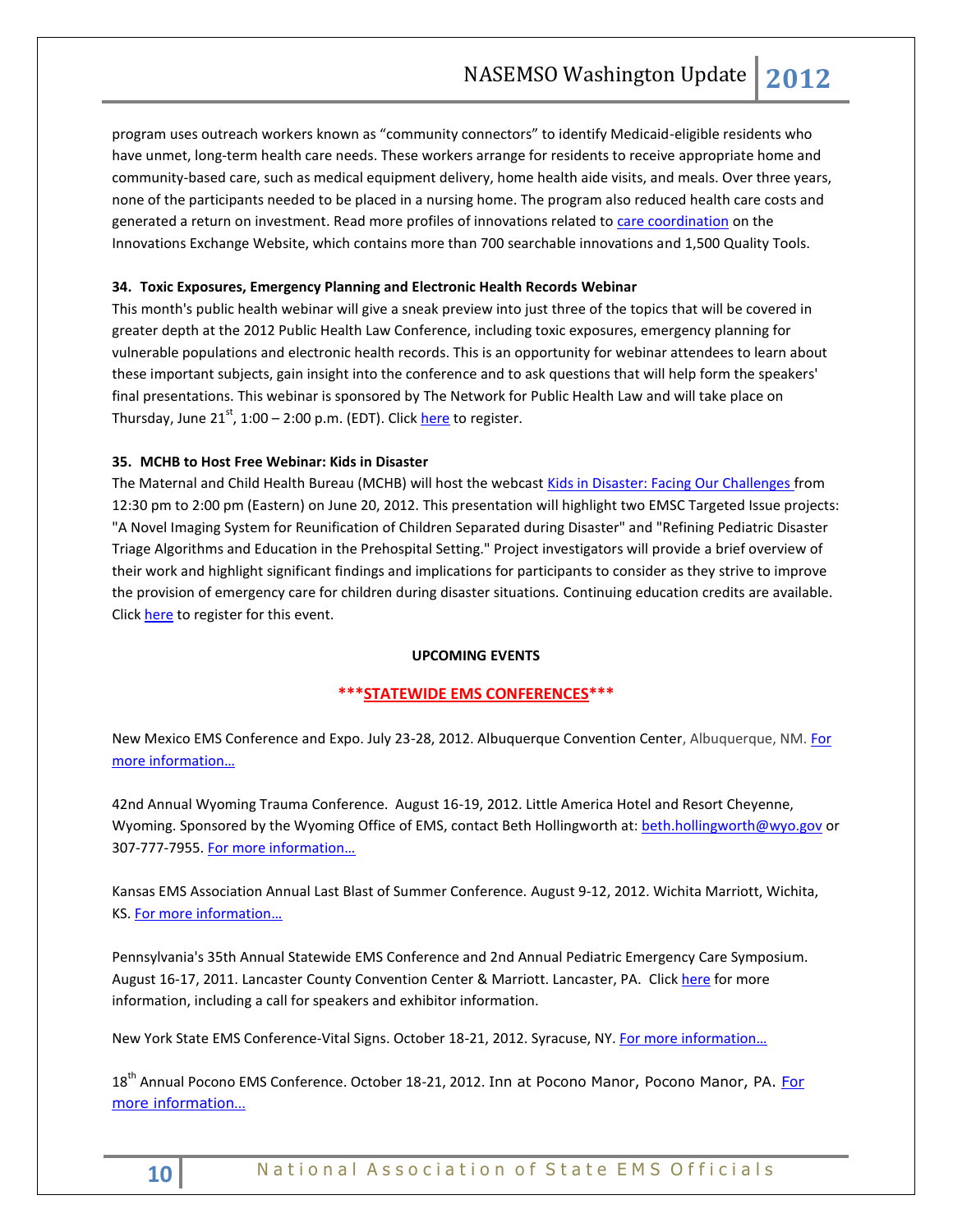program uses outreach workers known as “community connectors” to identify Medicaid-eligible residents who have unmet, long-term health care needs. These workers arrange for residents to receive appropriate home and community-based care, such as medical equipment delivery, home health aide visits, and meals. Over three years, none of the participants needed to be placed in a nursing home. The program also reduced health care costs and generated a return on investment. Read more profiles of innovations related to care coordination on the Innovations Exchange Website, which contains more than 700 searchable innovations and 1,500 Quality Tools.

**34. Toxic Exposures, Emergency Planning and Electronic Health Records Webinar**

This month's public health webinar will give a sneak preview into just three of the topics that will be covered in greater depth at the 2012 Public Health Law Conference, including toxic exposures, emergency planning for vulnerable populations and electronic health records. This is an opportunity for webinar attendees to learn about these important subjects, gain insight into the conference and to ask questions that will help form the speakers' final presentations. This webinar is sponsored by The Network for Public Health Law and will take place on Thursday, June 21st, 1:00 – 2:00 p.m. (EDT). Click here to register.

**35. MCHB to Host Free Webinar: Kids in Disaster**

The Maternal and Child Health Bureau (MCHB) will host the webcast Kids in Disaster: Facing Our Challenges from 12:30 pm to 2:00 pm (Eastern) on June 20, 2012. This presentation will highlight two EMSC Targeted Issue projects: "A Novel Imaging System for Reunification of Children Separated during Disaster" and "Refining Pediatric Disaster Triage Algorithms and Education in the Prehospital Setting." Project investigators will provide a brief overview of their work and highlight significant findings and implications for participants to consider as they strive to improve the provision of emergency care for children during disaster situations. Continuing education credits are available. Click here to register for this event.

**UPCOMING EVENTS**

**\*\*\*STATEWIDE EMS CONFERENCES\*\*\***

New Mexico EMS Conference and Expo. July 23-28, 2012. Albuquerque Convention Center, Albuquerque, NM. For more information…

42nd Annual Wyoming Trauma Conference. August 16-19, 2012. Little America Hotel and Resort Cheyenne, Wyoming. Sponsored by the Wyoming Office of EMS, contact Beth Hollingworth at: beth.hollingworth@wyo.gov or 307-777-7955. For more information…

Kansas EMS Association Annual Last Blast of Summer Conference. August 9-12, 2012. Wichita Marriott, Wichita, KS. For more information…

Pennsylvania's 35th Annual Statewide EMS Conference and 2nd Annual Pediatric Emergency Care Symposium. August 16-17, 2011. Lancaster County Convention Center & Marriott. Lancaster, PA. Click here for more information, including a call for speakers and exhibitor information.

New York State EMS Conference-Vital Signs. October 18-21, 2012. Syracuse, NY. For more information…

18th Annual Pocono EMS Conference. October 18-21, 2012. Inn at Pocono Manor, Pocono Manor, PA. For more information…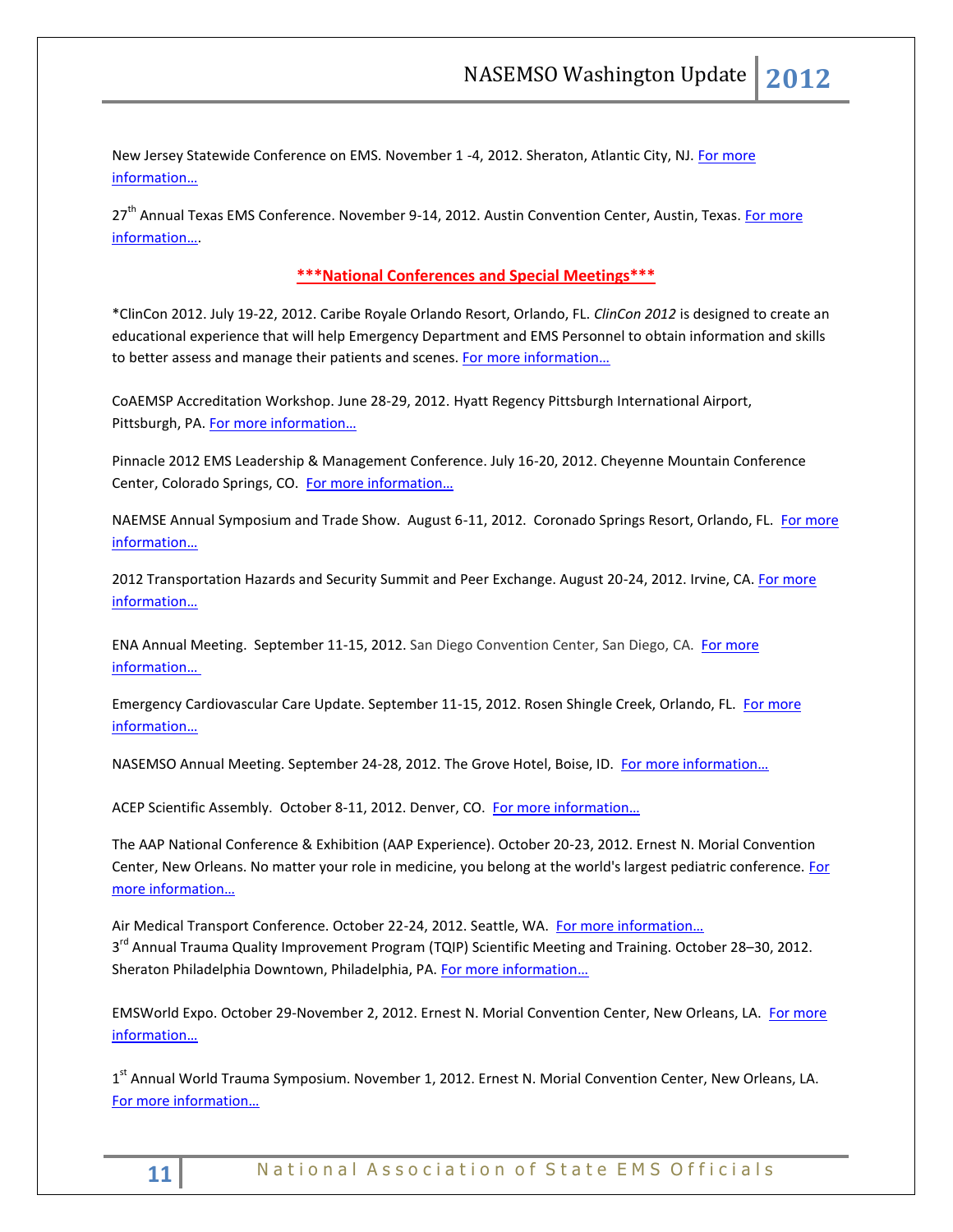New Jersey Statewide Conference on EMS. November 1 -4, 2012. Sheraton, Atlantic City, NJ. For more information…

27th Annual Texas EMS Conference. November 9-14, 2012. Austin Convention Center, Austin, Texas. For more information….

## ***National Conferences and Special Meetings***

*ClinCon 2012. July 19-22, 2012. Caribe Royale Orlando Resort, Orlando, FL. *ClinCon 2012* is designed to create an educational experience that will help Emergency Department and EMS Personnel to obtain information and skills to better assess and manage their patients and scenes. For more information…

CoAEMSP Accreditation Workshop. June 28-29, 2012. Hyatt Regency Pittsburgh International Airport, Pittsburgh, PA. For more information…

Pinnacle 2012 EMS Leadership & Management Conference. July 16-20, 2012. Cheyenne Mountain Conference Center, Colorado Springs, CO. For more information…

NAEMSE Annual Symposium and Trade Show. August 6-11, 2012. Coronado Springs Resort, Orlando, FL. For more information…

2012 Transportation Hazards and Security Summit and Peer Exchange. August 20-24, 2012. Irvine, CA. For more information…

ENA Annual Meeting. September 11-15, 2012. San Diego Convention Center, San Diego, CA. For more information…

Emergency Cardiovascular Care Update. September 11-15, 2012. Rosen Shingle Creek, Orlando, FL. For more information…

NASEMSO Annual Meeting. September 24-28, 2012. The Grove Hotel, Boise, ID. For more information…

ACEP Scientific Assembly. October 8-11, 2012. Denver, CO. For more information…

The AAP National Conference & Exhibition (AAP Experience). October 20-23, 2012. Ernest N. Morial Convention Center, New Orleans. No matter your role in medicine, you belong at the world's largest pediatric conference. For more information…

Air Medical Transport Conference. October 22-24, 2012. Seattle, WA. For more information…

3rd Annual Trauma Quality Improvement Program (TQIP) Scientific Meeting and Training. October 28–30, 2012. Sheraton Philadelphia Downtown, Philadelphia, PA. For more information…

EMSWorld Expo. October 29-November 2, 2012. Ernest N. Morial Convention Center, New Orleans, LA. For more information…

1st Annual World Trauma Symposium. November 1, 2012. Ernest N. Morial Convention Center, New Orleans, LA. For more information…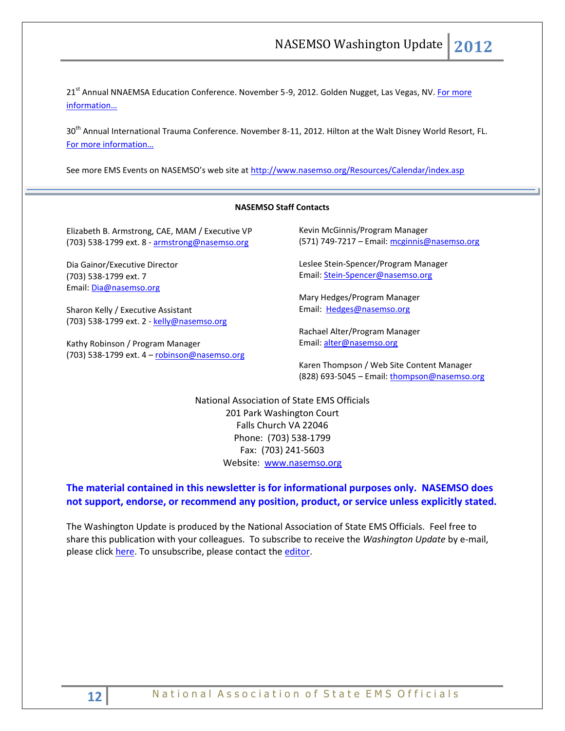21st Annual NNAEMSA Education Conference. November 5-9, 2012. Golden Nugget, Las Vegas, NV. For more information…

30th Annual International Trauma Conference. November 8-11, 2012. Hilton at the Walt Disney World Resort, FL. For more information…

See more EMS Events on NASEMSO's web site at http://www.nasemso.org/Resources/Calendar/index.asp

---

**NASEMSO Staff Contacts**

Elizabeth B. Armstrong, CAE, MAM / Executive VP
(703) 538-1799 ext. 8 - armstrong@nasemso.org

Dia Gainor/Executive Director
(703) 538-1799 ext. 7
Email: Dia@nasemso.org

Sharon Kelly / Executive Assistant
(703) 538-1799 ext. 2 - kelly@nasemso.org

Kathy Robinson / Program Manager
(703) 538-1799 ext. 4 – robinson@nasemso.org

Kevin McGinnis/Program Manager
(571) 749-7217 – Email: mcginnis@nasemso.org

Leslee Stein-Spencer/Program Manager
Email: Stein-Spencer@nasemso.org

Mary Hedges/Program Manager
Email: Hedges@nasemso.org

Rachael Alter/Program Manager
Email: alter@nasemso.org

Karen Thompson / Web Site Content Manager
(828) 693-5045 – Email: thompson@nasemso.org

National Association of State EMS Officials
201 Park Washington Court
Falls Church VA 22046
Phone: (703) 538-1799
Fax: (703) 241-5603
Website: www.nasemso.org

**The material contained in this newsletter is for informational purposes only. NASEMSO does not support, endorse, or recommend any position, product, or service unless explicitly stated.**

The Washington Update is produced by the National Association of State EMS Officials. Feel free to share this publication with your colleagues. To subscribe to receive the *Washington Update* by e-mail, please click here. To unsubscribe, please contact the editor.